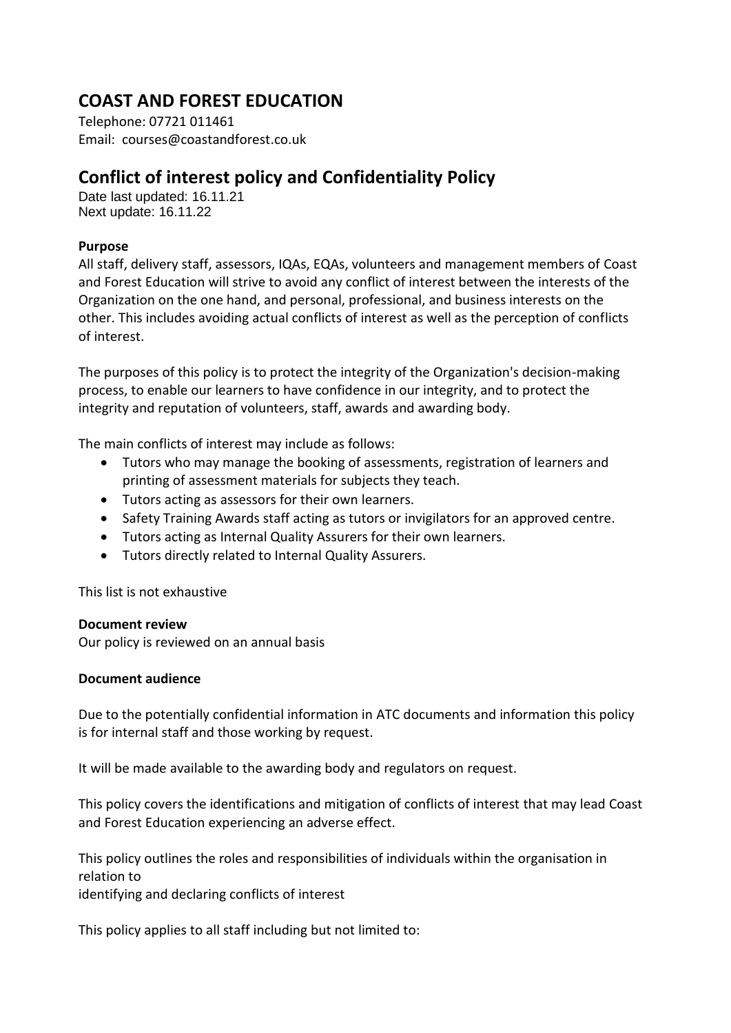# COAST AND FOREST EDUCATION

Telephone: 07721 011461
Email: courses@coastandforest.co.uk

## Conflict of interest policy and Confidentiality Policy

Date last updated: 16.11.21
Next update: 16.11.22

**Purpose**

All staff, delivery staff, assessors, IQAs, EQAs, volunteers and management members of Coast and Forest Education will strive to avoid any conflict of interest between the interests of the Organization on the one hand, and personal, professional, and business interests on the other. This includes avoiding actual conflicts of interest as well as the perception of conflicts of interest.

The purposes of this policy is to protect the integrity of the Organization's decision-making process, to enable our learners to have confidence in our integrity, and to protect the integrity and reputation of volunteers, staff, awards and awarding body.

The main conflicts of interest may include as follows:

- Tutors who may manage the booking of assessments, registration of learners and printing of assessment materials for subjects they teach.
- Tutors acting as assessors for their own learners.
- Safety Training Awards staff acting as tutors or invigilators for an approved centre.
- Tutors acting as Internal Quality Assurers for their own learners.
- Tutors directly related to Internal Quality Assurers.

This list is not exhaustive

**Document review**

Our policy is reviewed on an annual basis

**Document audience**

Due to the potentially confidential information in ATC documents and information this policy is for internal staff and those working by request.

It will be made available to the awarding body and regulators on request.

This policy covers the identifications and mitigation of conflicts of interest that may lead Coast and Forest Education experiencing an adverse effect.

This policy outlines the roles and responsibilities of individuals within the organisation in relation to
identifying and declaring conflicts of interest

This policy applies to all staff including but not limited to: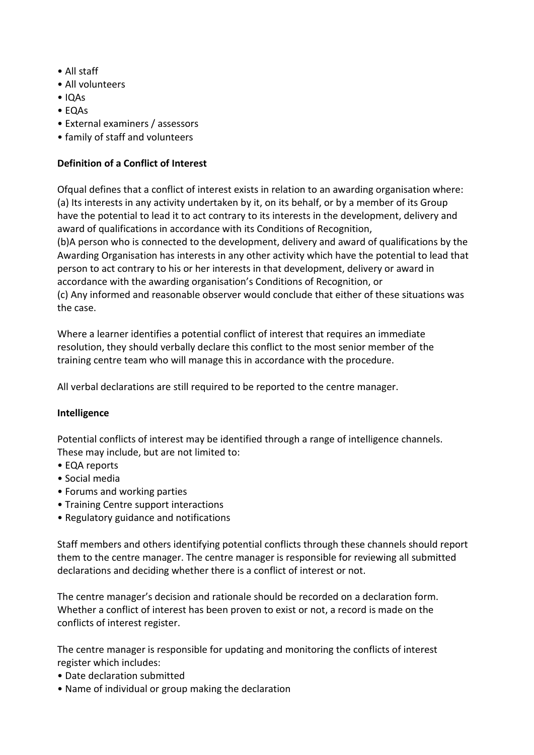- All staff
- All volunteers
- IQAs
- EQAs
- External examiners / assessors
- family of staff and volunteers

**Definition of a Conflict of Interest**

Ofqual defines that a conflict of interest exists in relation to an awarding organisation where:
(a) Its interests in any activity undertaken by it, on its behalf, or by a member of its Group have the potential to lead it to act contrary to its interests in the development, delivery and award of qualifications in accordance with its Conditions of Recognition,
(b)A person who is connected to the development, delivery and award of qualifications by the Awarding Organisation has interests in any other activity which have the potential to lead that person to act contrary to his or her interests in that development, delivery or award in accordance with the awarding organisation's Conditions of Recognition, or
(c) Any informed and reasonable observer would conclude that either of these situations was the case.

Where a learner identifies a potential conflict of interest that requires an immediate resolution, they should verbally declare this conflict to the most senior member of the training centre team who will manage this in accordance with the procedure.

All verbal declarations are still required to be reported to the centre manager.

**Intelligence**

Potential conflicts of interest may be identified through a range of intelligence channels. These may include, but are not limited to:

- EQA reports
- Social media
- Forums and working parties
- Training Centre support interactions
- Regulatory guidance and notifications

Staff members and others identifying potential conflicts through these channels should report them to the centre manager. The centre manager is responsible for reviewing all submitted declarations and deciding whether there is a conflict of interest or not.

The centre manager's decision and rationale should be recorded on a declaration form. Whether a conflict of interest has been proven to exist or not, a record is made on the conflicts of interest register.

The centre manager is responsible for updating and monitoring the conflicts of interest register which includes:

- Date declaration submitted
- Name of individual or group making the declaration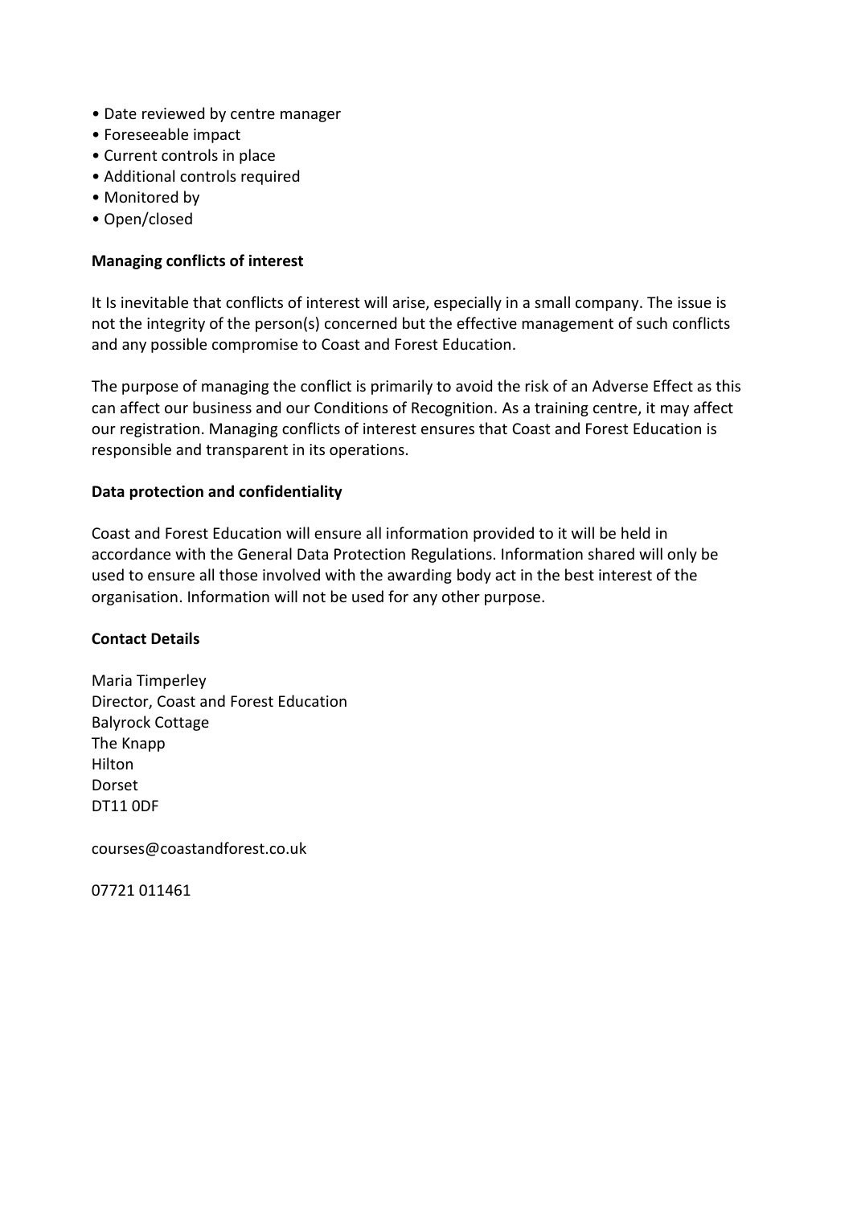- Date reviewed by centre manager
- Foreseeable impact
- Current controls in place
- Additional controls required
- Monitored by
- Open/closed

**Managing conflicts of interest**

It Is inevitable that conflicts of interest will arise, especially in a small company. The issue is not the integrity of the person(s) concerned but the effective management of such conflicts and any possible compromise to Coast and Forest Education.

The purpose of managing the conflict is primarily to avoid the risk of an Adverse Effect as this can affect our business and our Conditions of Recognition. As a training centre, it may affect our registration. Managing conflicts of interest ensures that Coast and Forest Education is responsible and transparent in its operations.

**Data protection and confidentiality**

Coast and Forest Education will ensure all information provided to it will be held in accordance with the General Data Protection Regulations. Information shared will only be used to ensure all those involved with the awarding body act in the best interest of the organisation. Information will not be used for any other purpose.

**Contact Details**

Maria Timperley
Director, Coast and Forest Education
Balyrock Cottage
The Knapp
Hilton
Dorset
DT11 0DF

courses@coastandforest.co.uk

07721 011461